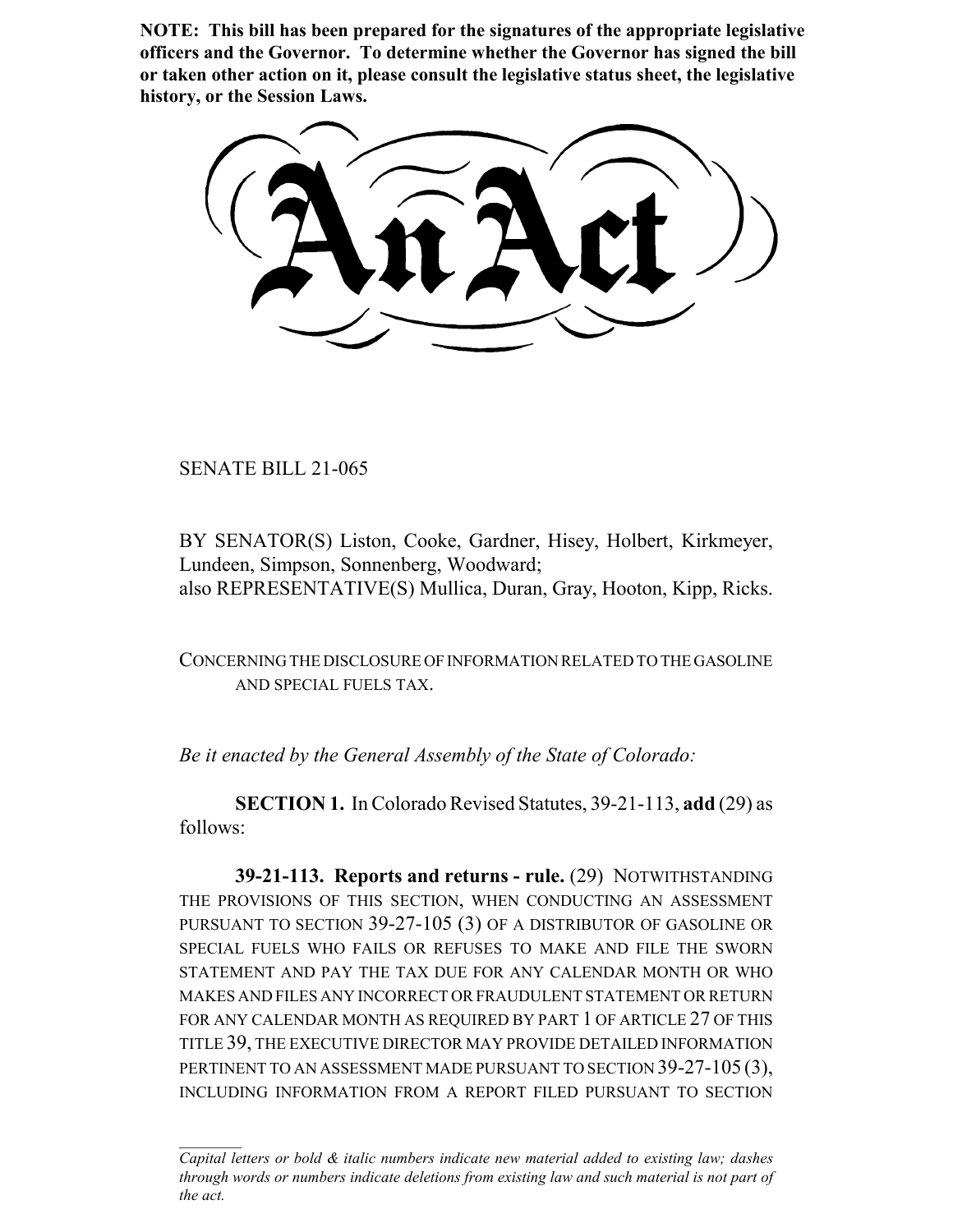**NOTE: This bill has been prepared for the signatures of the appropriate legislative officers and the Governor. To determine whether the Governor has signed the bill or taken other action on it, please consult the legislative status sheet, the legislative history, or the Session Laws.**

# An Act

SENATE BILL 21-065

BY SENATOR(S) Liston, Cooke, Gardner, Hisey, Holbert, Kirkmeyer, Lundeen, Simpson, Sonnenberg, Woodward;
also REPRESENTATIVE(S) Mullica, Duran, Gray, Hooton, Kipp, Ricks.

CONCERNING THE DISCLOSURE OF INFORMATION RELATED TO THE GASOLINE AND SPECIAL FUELS TAX.

*Be it enacted by the General Assembly of the State of Colorado:*

**SECTION 1.** In Colorado Revised Statutes, 39-21-113, **add** (29) as follows:

**39-21-113. Reports and returns - rule.** (29) NOTWITHSTANDING THE PROVISIONS OF THIS SECTION, WHEN CONDUCTING AN ASSESSMENT PURSUANT TO SECTION 39-27-105 (3) OF A DISTRIBUTOR OF GASOLINE OR SPECIAL FUELS WHO FAILS OR REFUSES TO MAKE AND FILE THE SWORN STATEMENT AND PAY THE TAX DUE FOR ANY CALENDAR MONTH OR WHO MAKES AND FILES ANY INCORRECT OR FRAUDULENT STATEMENT OR RETURN FOR ANY CALENDAR MONTH AS REQUIRED BY PART 1 OF ARTICLE 27 OF THIS TITLE 39, THE EXECUTIVE DIRECTOR MAY PROVIDE DETAILED INFORMATION PERTINENT TO AN ASSESSMENT MADE PURSUANT TO SECTION 39-27-105 (3), INCLUDING INFORMATION FROM A REPORT FILED PURSUANT TO SECTION

*Capital letters or bold & italic numbers indicate new material added to existing law; dashes through words or numbers indicate deletions from existing law and such material is not part of the act.*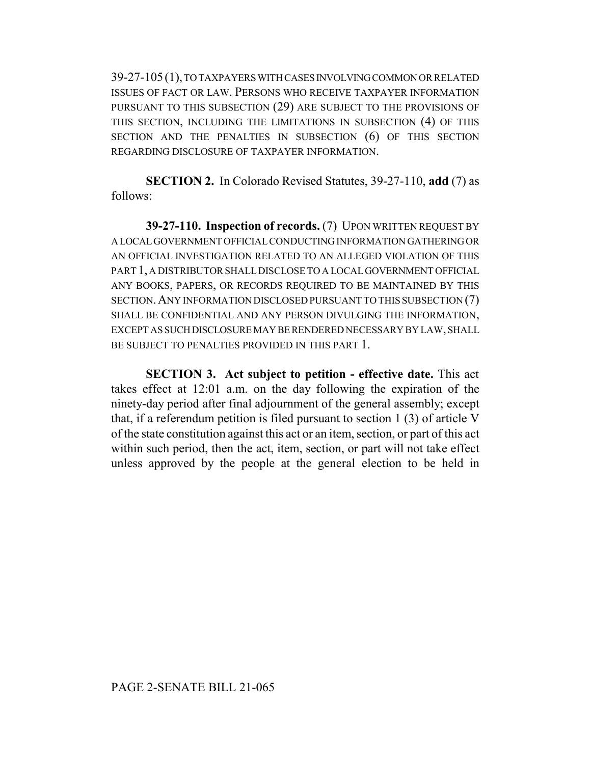39-27-105 (1), TO TAXPAYERS WITH CASES INVOLVING COMMON OR RELATED ISSUES OF FACT OR LAW. PERSONS WHO RECEIVE TAXPAYER INFORMATION PURSUANT TO THIS SUBSECTION (29) ARE SUBJECT TO THE PROVISIONS OF THIS SECTION, INCLUDING THE LIMITATIONS IN SUBSECTION (4) OF THIS SECTION AND THE PENALTIES IN SUBSECTION (6) OF THIS SECTION REGARDING DISCLOSURE OF TAXPAYER INFORMATION.

**SECTION 2.** In Colorado Revised Statutes, 39-27-110, **add** (7) as follows:

**39-27-110. Inspection of records.** (7) UPON WRITTEN REQUEST BY A LOCAL GOVERNMENT OFFICIAL CONDUCTING INFORMATION GATHERING OR AN OFFICIAL INVESTIGATION RELATED TO AN ALLEGED VIOLATION OF THIS PART 1, A DISTRIBUTOR SHALL DISCLOSE TO A LOCAL GOVERNMENT OFFICIAL ANY BOOKS, PAPERS, OR RECORDS REQUIRED TO BE MAINTAINED BY THIS SECTION. ANY INFORMATION DISCLOSED PURSUANT TO THIS SUBSECTION (7) SHALL BE CONFIDENTIAL AND ANY PERSON DIVULGING THE INFORMATION, EXCEPT AS SUCH DISCLOSURE MAY BE RENDERED NECESSARY BY LAW, SHALL BE SUBJECT TO PENALTIES PROVIDED IN THIS PART 1.

**SECTION 3. Act subject to petition - effective date.** This act takes effect at 12:01 a.m. on the day following the expiration of the ninety-day period after final adjournment of the general assembly; except that, if a referendum petition is filed pursuant to section 1 (3) of article V of the state constitution against this act or an item, section, or part of this act within such period, then the act, item, section, or part will not take effect unless approved by the people at the general election to be held in

PAGE 2-SENATE BILL 21-065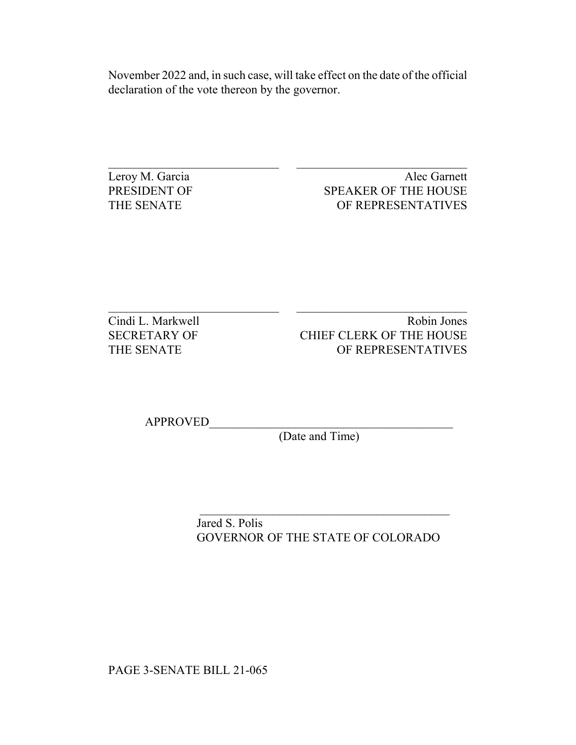November 2022 and, in such case, will take effect on the date of the official declaration of the vote thereon by the governor.

| | |
|---|---|
| \_\_\_\_\_\_\_\_\_\_\_\_\_\_\_\_\_\_\_\_\_\_\_\_\_\_\_\_ | \_\_\_\_\_\_\_\_\_\_\_\_\_\_\_\_\_\_\_\_\_\_\_\_\_\_\_\_ |
| Leroy M. Garcia<br>PRESIDENT OF<br>THE SENATE | Alec Garnett<br>SPEAKER OF THE HOUSE<br>OF REPRESENTATIVES |
| \_\_\_\_\_\_\_\_\_\_\_\_\_\_\_\_\_\_\_\_\_\_\_\_\_\_\_\_ | \_\_\_\_\_\_\_\_\_\_\_\_\_\_\_\_\_\_\_\_\_\_\_\_\_\_\_\_ |
| Cindi L. Markwell<br>SECRETARY OF<br>THE SENATE | Robin Jones<br>CHIEF CLERK OF THE HOUSE<br>OF REPRESENTATIVES |

APPROVED\_\_\_\_\_\_\_\_\_\_\_\_\_\_\_\_\_\_\_\_\_\_\_\_\_\_\_\_\_\_\_\_\_\_\_\_\_\_\_\_
(Date and Time)

\_\_\_\_\_\_\_\_\_\_\_\_\_\_\_\_\_\_\_\_\_\_\_\_\_\_\_\_\_\_\_\_\_\_\_\_\_\_\_\_\_\_
Jared S. Polis
GOVERNOR OF THE STATE OF COLORADO

PAGE 3-SENATE BILL 21-065